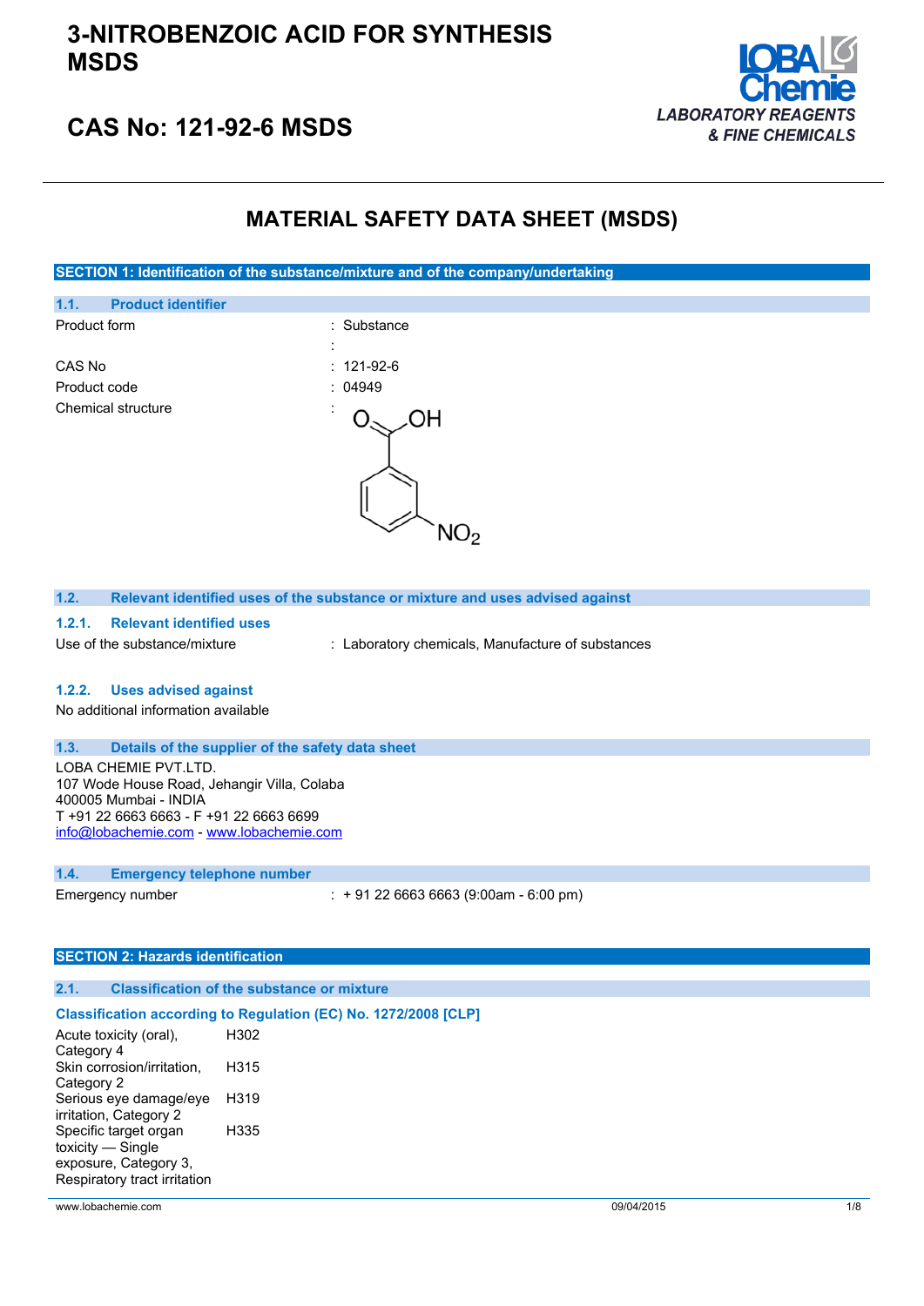# 3-NITROBENZOIC ACID FOR SYNTHESIS MSDS

## CAS No: 121-92-6 MSDS

LOBA Chemie
*LABORATORY REAGENTS & FINE CHEMICALS*

# MATERIAL SAFETY DATA SHEET (MSDS)

## SECTION 1: Identification of the substance/mixture and of the company/undertaking

### 1.1. Product identifier

| | |
|---|---|
| Product form | : Substance |
| | : |
| CAS No | : 121-92-6 |
| Product code | : 04949 |
| Chemical structure | : |

### 1.2. Relevant identified uses of the substance or mixture and uses advised against

#### 1.2.1. Relevant identified uses

Use of the substance/mixture : Laboratory chemicals, Manufacture of substances

#### 1.2.2. Uses advised against

No additional information available

### 1.3. Details of the supplier of the safety data sheet

LOBA CHEMIE PVT.LTD.
107 Wode House Road, Jehangir Villa, Colaba
400005 Mumbai - INDIA
T +91 22 6663 6663 - F +91 22 6663 6699
info@lobachemie.com - www.lobachemie.com

### 1.4. Emergency telephone number

Emergency number : + 91 22 6663 6663 (9:00am - 6:00 pm)

## SECTION 2: Hazards identification

### 2.1. Classification of the substance or mixture

**Classification according to Regulation (EC) No. 1272/2008 [CLP]**

| | |
|---|---|
| Acute toxicity (oral), Category 4 | H302 |
| Skin corrosion/irritation, Category 2 | H315 |
| Serious eye damage/eye irritation, Category 2 | H319 |
| Specific target organ toxicity — Single exposure, Category 3, Respiratory tract irritation | H335 |

www.lobachemie.com 09/04/2015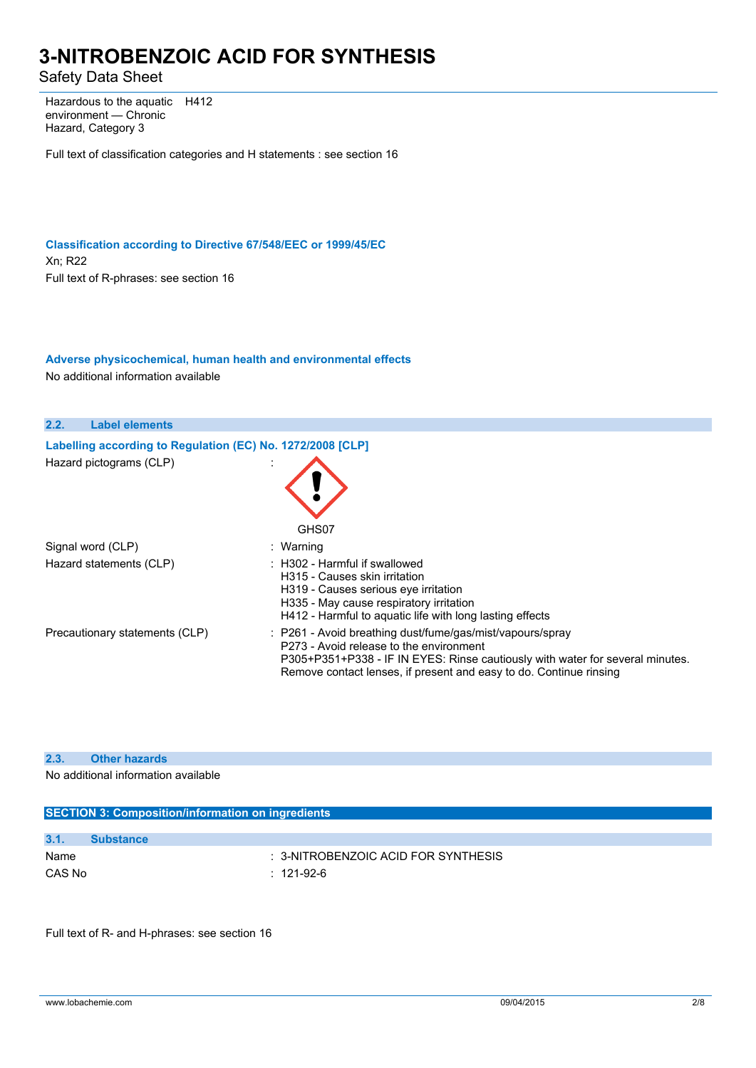| | |
|---|---|
| Hazardous to the aquatic environment — Chronic Hazard, Category 3 | H412 |

Full text of classification categories and H statements : see section 16

### Classification according to Directive 67/548/EEC or 1999/45/EC

Xn; R22

Full text of R-phrases: see section 16

### Adverse physicochemical, human health and environmental effects

No additional information available

## 2.2. Label elements

### Labelling according to Regulation (EC) No. 1272/2008 [CLP]

Hazard pictograms (CLP) :

GHS07

Signal word (CLP) : Warning

Hazard statements (CLP) :
- H302 - Harmful if swallowed
- H315 - Causes skin irritation
- H319 - Causes serious eye irritation
- H335 - May cause respiratory irritation
- H412 - Harmful to aquatic life with long lasting effects

Precautionary statements (CLP) :
- P261 - Avoid breathing dust/fume/gas/mist/vapours/spray
- P273 - Avoid release to the environment
- P305+P351+P338 - IF IN EYES: Rinse cautiously with water for several minutes. Remove contact lenses, if present and easy to do. Continue rinsing

## 2.3. Other hazards

No additional information available

# SECTION 3: Composition/information on ingredients

## 3.1. Substance

Name : 3-NITROBENZOIC ACID FOR SYNTHESIS

CAS No : 121-92-6

Full text of R- and H-phrases: see section 16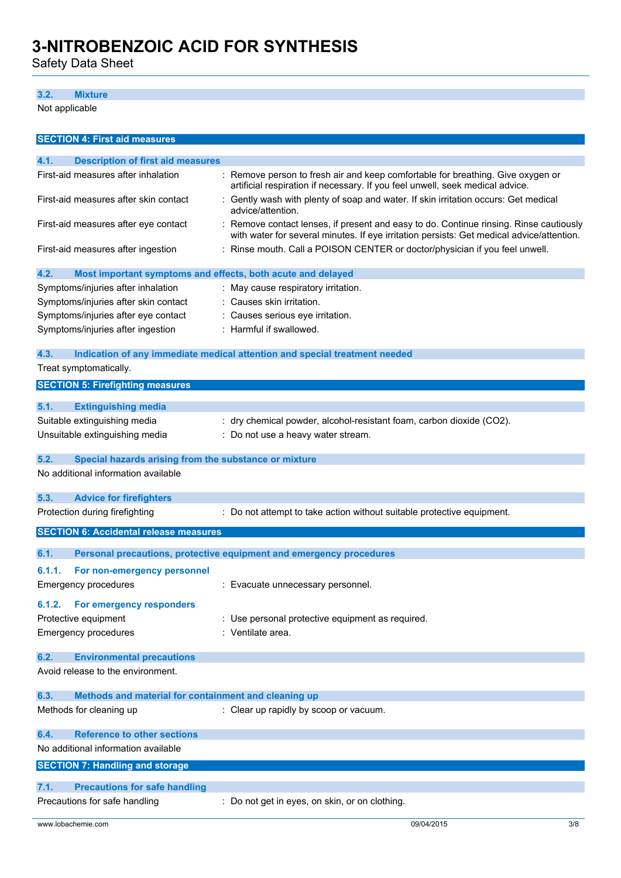### 3.2. Mixture

Not applicable

## SECTION 4: First aid measures

### 4.1. Description of first aid measures

| | |
|---|---|
| First-aid measures after inhalation | : Remove person to fresh air and keep comfortable for breathing. Give oxygen or artificial respiration if necessary. If you feel unwell, seek medical advice. |
| First-aid measures after skin contact | : Gently wash with plenty of soap and water. If skin irritation occurs: Get medical advice/attention. |
| First-aid measures after eye contact | : Remove contact lenses, if present and easy to do. Continue rinsing. Rinse cautiously with water for several minutes. If eye irritation persists: Get medical advice/attention. |
| First-aid measures after ingestion | : Rinse mouth. Call a POISON CENTER or doctor/physician if you feel unwell. |

### 4.2. Most important symptoms and effects, both acute and delayed

| | |
|---|---|
| Symptoms/injuries after inhalation | : May cause respiratory irritation. |
| Symptoms/injuries after skin contact | : Causes skin irritation. |
| Symptoms/injuries after eye contact | : Causes serious eye irritation. |
| Symptoms/injuries after ingestion | : Harmful if swallowed. |

### 4.3. Indication of any immediate medical attention and special treatment needed

Treat symptomatically.

## SECTION 5: Firefighting measures

### 5.1. Extinguishing media

| | |
|---|---|
| Suitable extinguishing media | : dry chemical powder, alcohol-resistant foam, carbon dioxide ($CO_2$). |
| Unsuitable extinguishing media | : Do not use a heavy water stream. |

### 5.2. Special hazards arising from the substance or mixture

No additional information available

### 5.3. Advice for firefighters

| | |
|---|---|
| Protection during firefighting | : Do not attempt to take action without suitable protective equipment. |

## SECTION 6: Accidental release measures

### 6.1. Personal precautions, protective equipment and emergency procedures

#### 6.1.1. For non-emergency personnel

| | |
|---|---|
| Emergency procedures | : Evacuate unnecessary personnel. |

#### 6.1.2. For emergency responders

| | |
|---|---|
| Protective equipment | : Use personal protective equipment as required. |
| Emergency procedures | : Ventilate area. |

### 6.2. Environmental precautions

Avoid release to the environment.

### 6.3. Methods and material for containment and cleaning up

| | |
|---|---|
| Methods for cleaning up | : Clear up rapidly by scoop or vacuum. |

### 6.4. Reference to other sections

No additional information available

## SECTION 7: Handling and storage

### 7.1. Precautions for safe handling

| | |
|---|---|
| Precautions for safe handling | : Do not get in eyes, on skin, or on clothing. |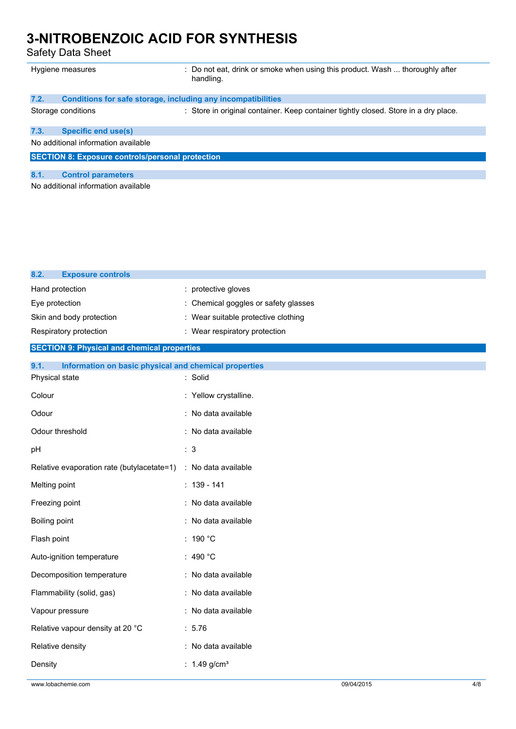| | |
|---|---|
| Hygiene measures | : Do not eat, drink or smoke when using this product. Wash ... thoroughly after handling. |

### 7.2. Conditions for safe storage, including any incompatibilities

| | |
|---|---|
| Storage conditions | : Store in original container. Keep container tightly closed. Store in a dry place. |

### 7.3. Specific end use(s)

No additional information available

## SECTION 8: Exposure controls/personal protection

### 8.1. Control parameters

No additional information available

### 8.2. Exposure controls

| | |
|---|---|
| Hand protection | : protective gloves |
| Eye protection | : Chemical goggles or safety glasses |
| Skin and body protection | : Wear suitable protective clothing |
| Respiratory protection | : Wear respiratory protection |

## SECTION 9: Physical and chemical properties

### 9.1. Information on basic physical and chemical properties

| | |
|---|---|
| Physical state | : Solid |
| Colour | : Yellow crystalline. |
| Odour | : No data available |
| Odour threshold | : No data available |
| pH | : 3 |
| Relative evaporation rate (butylacetate=1) | : No data available |
| Melting point | : 139 - 141 |
| Freezing point | : No data available |
| Boiling point | : No data available |
| Flash point | : 190 °C |
| Auto-ignition temperature | : 490 °C |
| Decomposition temperature | : No data available |
| Flammability (solid, gas) | : No data available |
| Vapour pressure | : No data available |
| Relative vapour density at 20 °C | : 5.76 |
| Relative density | : No data available |
| Density | : 1.49 g/cm³ |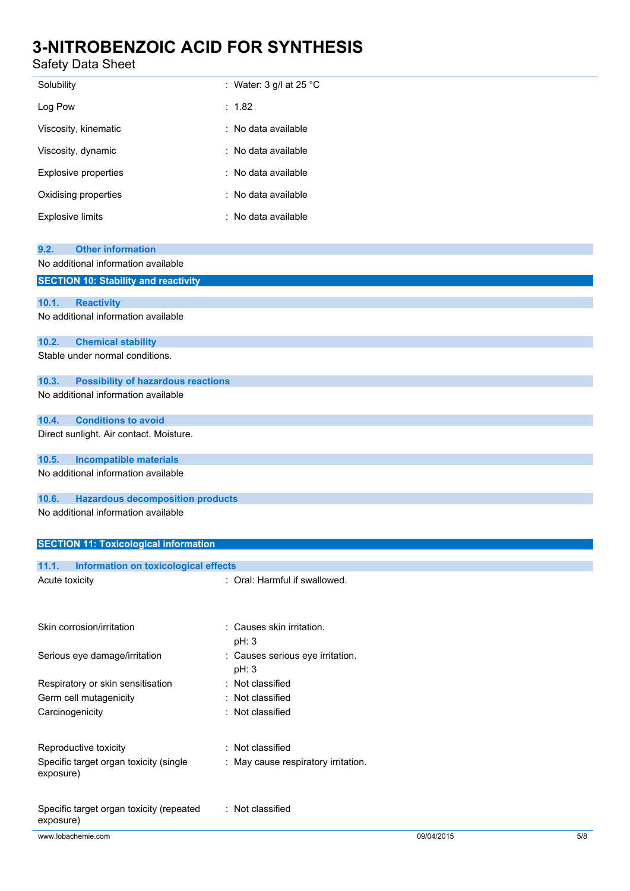| | |
|---|---|
| Solubility | : Water: 3 g/l at 25 °C |
| Log Pow | : 1.82 |
| Viscosity, kinematic | : No data available |
| Viscosity, dynamic | : No data available |
| Explosive properties | : No data available |
| Oxidising properties | : No data available |
| Explosive limits | : No data available |

### 9.2. Other information

No additional information available

## SECTION 10: Stability and reactivity

### 10.1. Reactivity

No additional information available

### 10.2. Chemical stability

Stable under normal conditions.

### 10.3. Possibility of hazardous reactions

No additional information available

### 10.4. Conditions to avoid

Direct sunlight. Air contact. Moisture.

### 10.5. Incompatible materials

No additional information available

### 10.6. Hazardous decomposition products

No additional information available

## SECTION 11: Toxicological information

### 11.1. Information on toxicological effects

| | |
|---|---|
| Acute toxicity | : Oral: Harmful if swallowed. |
| Skin corrosion/irritation | : Causes skin irritation.<br>pH: 3 |
| Serious eye damage/irritation | : Causes serious eye irritation.<br>pH: 3 |
| Respiratory or skin sensitisation | : Not classified |
| Germ cell mutagenicity | : Not classified |
| Carcinogenicity | : Not classified |
| Reproductive toxicity | : Not classified |
| Specific target organ toxicity (single exposure) | : May cause respiratory irritation. |
| Specific target organ toxicity (repeated exposure) | : Not classified |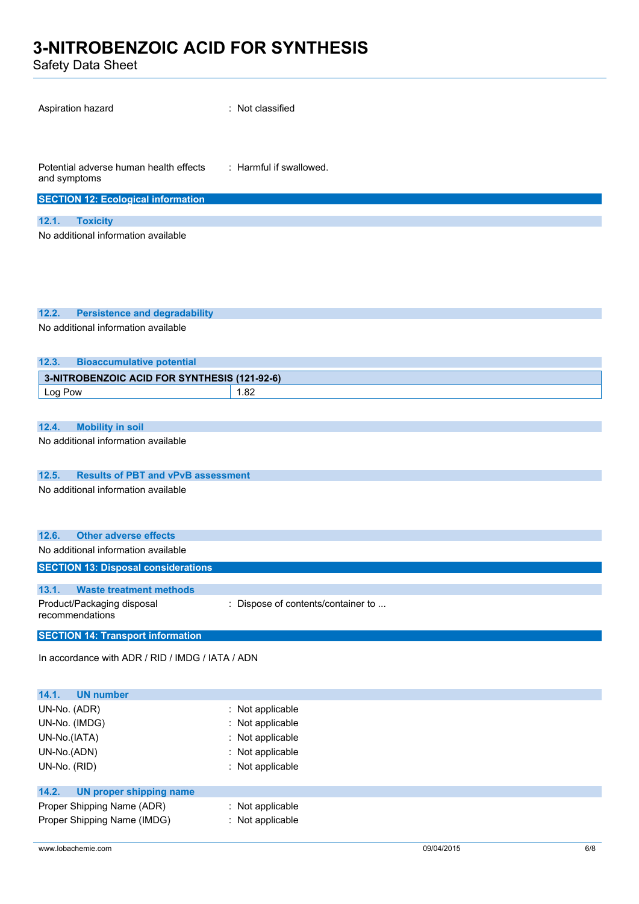Aspiration hazard : Not classified

Potential adverse human health effects and symptoms : Harmful if swallowed.

## SECTION 12: Ecological information

### 12.1. Toxicity

No additional information available

### 12.2. Persistence and degradability

No additional information available

### 12.3. Bioaccumulative potential

| 3-NITROBENZOIC ACID FOR SYNTHESIS (121-92-6) | |
|---|---|
| Log Pow | 1.82 |

### 12.4. Mobility in soil

No additional information available

### 12.5. Results of PBT and vPvB assessment

No additional information available

### 12.6. Other adverse effects

No additional information available

## SECTION 13: Disposal considerations

### 13.1. Waste treatment methods

Product/Packaging disposal recommendations : Dispose of contents/container to ...

## SECTION 14: Transport information

In accordance with ADR / RID / IMDG / IATA / ADN

### 14.1. UN number

UN-No. (ADR) : Not applicable
UN-No. (IMDG) : Not applicable
UN-No.(IATA) : Not applicable
UN-No.(ADN) : Not applicable
UN-No. (RID) : Not applicable

### 14.2. UN proper shipping name

Proper Shipping Name (ADR) : Not applicable
Proper Shipping Name (IMDG) : Not applicable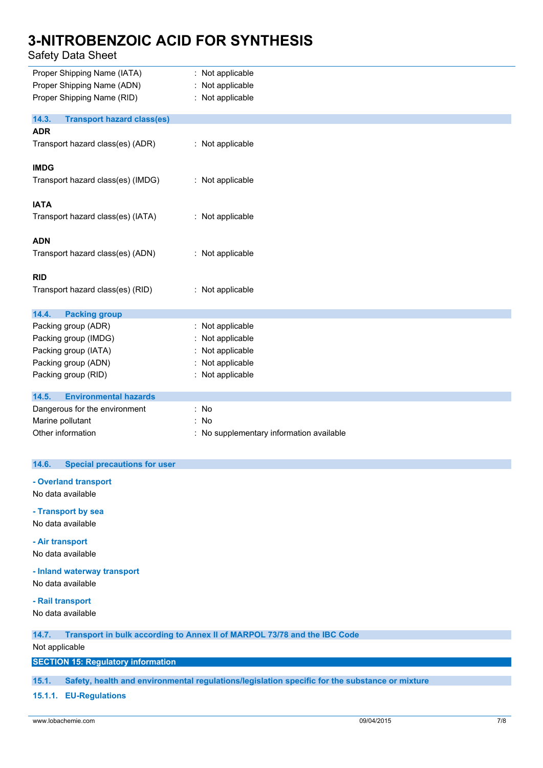Proper Shipping Name (IATA) : Not applicable
Proper Shipping Name (ADN) : Not applicable
Proper Shipping Name (RID) : Not applicable

### 14.3. Transport hazard class(es)

**ADR**

Transport hazard class(es) (ADR) : Not applicable

**IMDG**

Transport hazard class(es) (IMDG) : Not applicable

**IATA**

Transport hazard class(es) (IATA) : Not applicable

**ADN**

Transport hazard class(es) (ADN) : Not applicable

**RID**

Transport hazard class(es) (RID) : Not applicable

### 14.4. Packing group

Packing group (ADR) : Not applicable
Packing group (IMDG) : Not applicable
Packing group (IATA) : Not applicable
Packing group (ADN) : Not applicable
Packing group (RID) : Not applicable

### 14.5. Environmental hazards

Dangerous for the environment : No
Marine pollutant : No
Other information : No supplementary information available

### 14.6. Special precautions for user

**- Overland transport**

No data available

**- Transport by sea**

No data available

**- Air transport**

No data available

**- Inland waterway transport**

No data available

**- Rail transport**

No data available

### 14.7. Transport in bulk according to Annex II of MARPOL 73/78 and the IBC Code

Not applicable

## SECTION 15: Regulatory information

### 15.1. Safety, health and environmental regulations/legislation specific for the substance or mixture

#### 15.1.1. EU-Regulations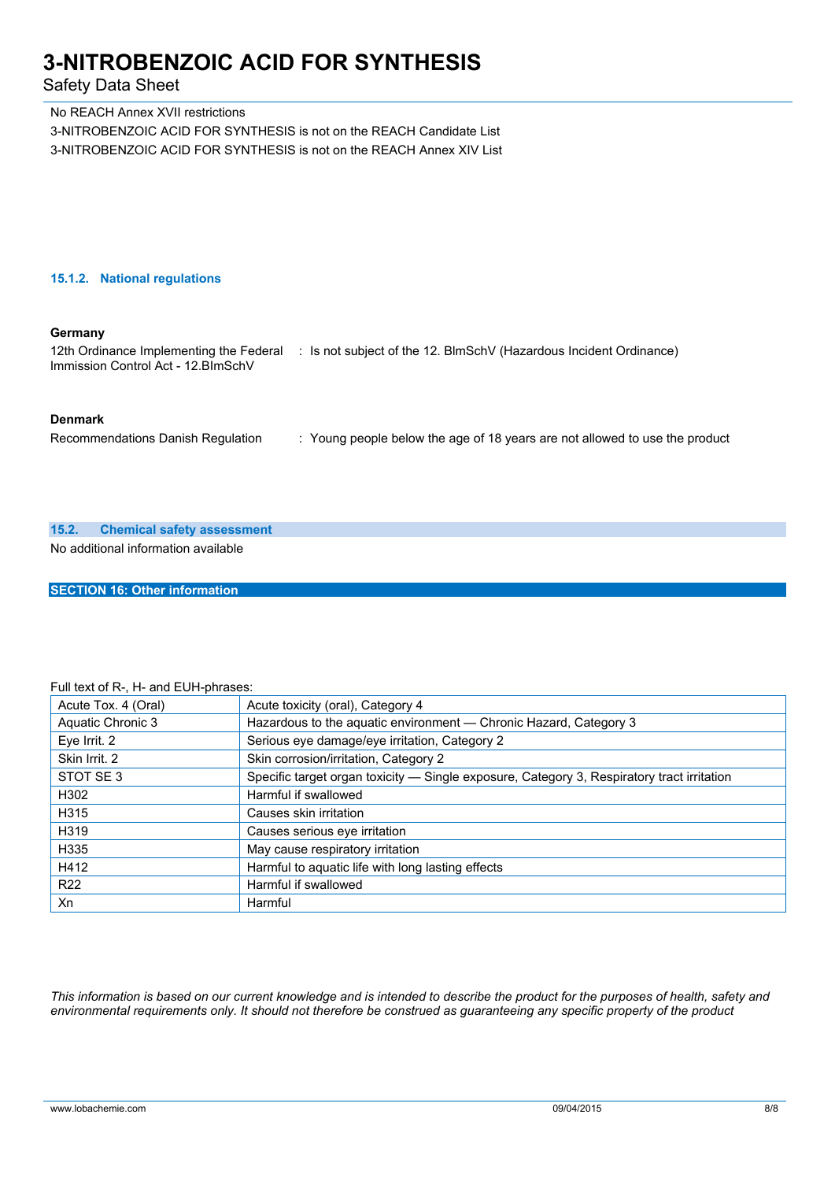No REACH Annex XVII restrictions

3-NITROBENZOIC ACID FOR SYNTHESIS is not on the REACH Candidate List

3-NITROBENZOIC ACID FOR SYNTHESIS is not on the REACH Annex XIV List

#### 15.1.2. National regulations

**Germany**

12th Ordinance Implementing the Federal Immission Control Act - 12.BImSchV : Is not subject of the 12. BlmSchV (Hazardous Incident Ordinance)

**Denmark**

Recommendations Danish Regulation : Young people below the age of 18 years are not allowed to use the product

### 15.2. Chemical safety assessment

No additional information available

## SECTION 16: Other information

Full text of R-, H- and EUH-phrases:

| | |
|---|---|
| Acute Tox. 4 (Oral) | Acute toxicity (oral), Category 4 |
| Aquatic Chronic 3 | Hazardous to the aquatic environment — Chronic Hazard, Category 3 |
| Eye Irrit. 2 | Serious eye damage/eye irritation, Category 2 |
| Skin Irrit. 2 | Skin corrosion/irritation, Category 2 |
| STOT SE 3 | Specific target organ toxicity — Single exposure, Category 3, Respiratory tract irritation |
| H302 | Harmful if swallowed |
| H315 | Causes skin irritation |
| H319 | Causes serious eye irritation |
| H335 | May cause respiratory irritation |
| H412 | Harmful to aquatic life with long lasting effects |
| R22 | Harmful if swallowed |
| Xn | Harmful |

*This information is based on our current knowledge and is intended to describe the product for the purposes of health, safety and environmental requirements only. It should not therefore be construed as guaranteeing any specific property of the product*